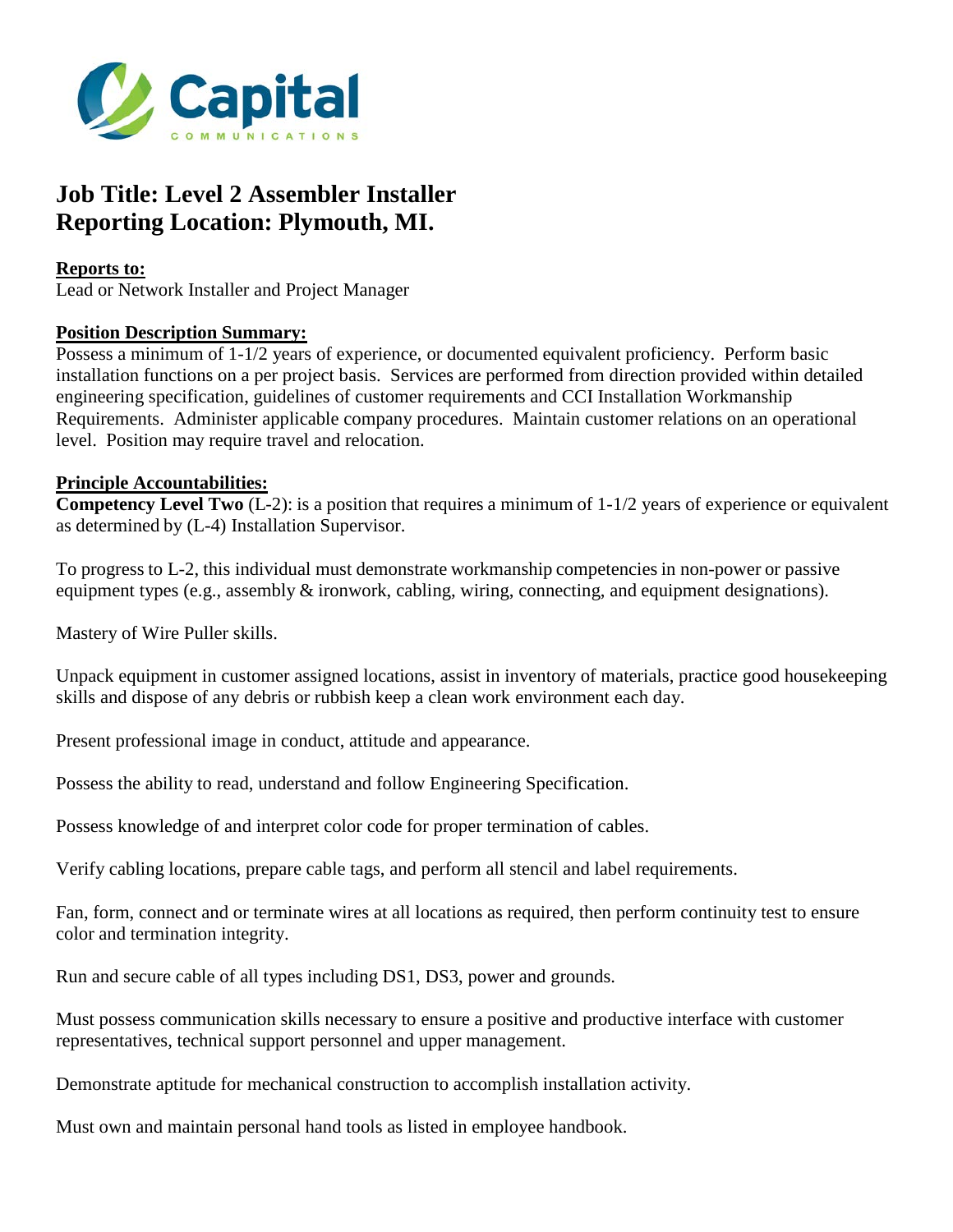Capital COMMUNICATIONS

# Job Title: Level 2 Assembler Installer
# Reporting Location: Plymouth, MI.

**Reports to:**
Lead or Network Installer and Project Manager

**Position Description Summary:**
Possess a minimum of 1-1/2 years of experience, or documented equivalent proficiency. Perform basic installation functions on a per project basis. Services are performed from direction provided within detailed engineering specification, guidelines of customer requirements and CCI Installation Workmanship Requirements. Administer applicable company procedures. Maintain customer relations on an operational level. Position may require travel and relocation.

**Principle Accountabilities:**
**Competency Level Two** (L-2): is a position that requires a minimum of 1-1/2 years of experience or equivalent as determined by (L-4) Installation Supervisor.

To progress to L-2, this individual must demonstrate workmanship competencies in non-power or passive equipment types (e.g., assembly & ironwork, cabling, wiring, connecting, and equipment designations).

Mastery of Wire Puller skills.

Unpack equipment in customer assigned locations, assist in inventory of materials, practice good housekeeping skills and dispose of any debris or rubbish keep a clean work environment each day.

Present professional image in conduct, attitude and appearance.

Possess the ability to read, understand and follow Engineering Specification.

Possess knowledge of and interpret color code for proper termination of cables.

Verify cabling locations, prepare cable tags, and perform all stencil and label requirements.

Fan, form, connect and or terminate wires at all locations as required, then perform continuity test to ensure color and termination integrity.

Run and secure cable of all types including DS1, DS3, power and grounds.

Must possess communication skills necessary to ensure a positive and productive interface with customer representatives, technical support personnel and upper management.

Demonstrate aptitude for mechanical construction to accomplish installation activity.

Must own and maintain personal hand tools as listed in employee handbook.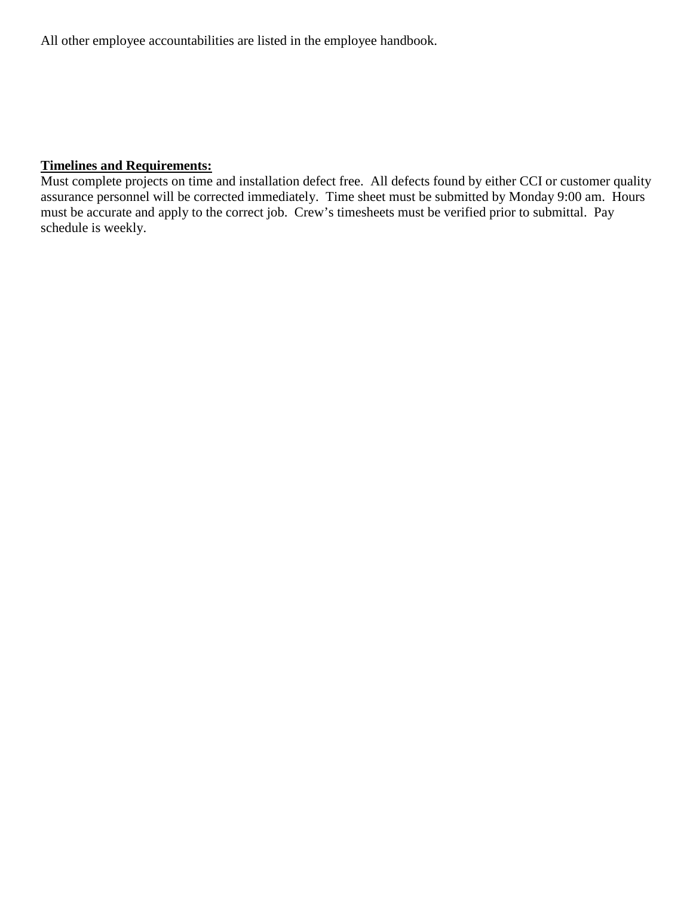All other employee accountabilities are listed in the employee handbook.

**Timelines and Requirements:**

Must complete projects on time and installation defect free. All defects found by either CCI or customer quality assurance personnel will be corrected immediately. Time sheet must be submitted by Monday 9:00 am. Hours must be accurate and apply to the correct job. Crew's timesheets must be verified prior to submittal. Pay schedule is weekly.